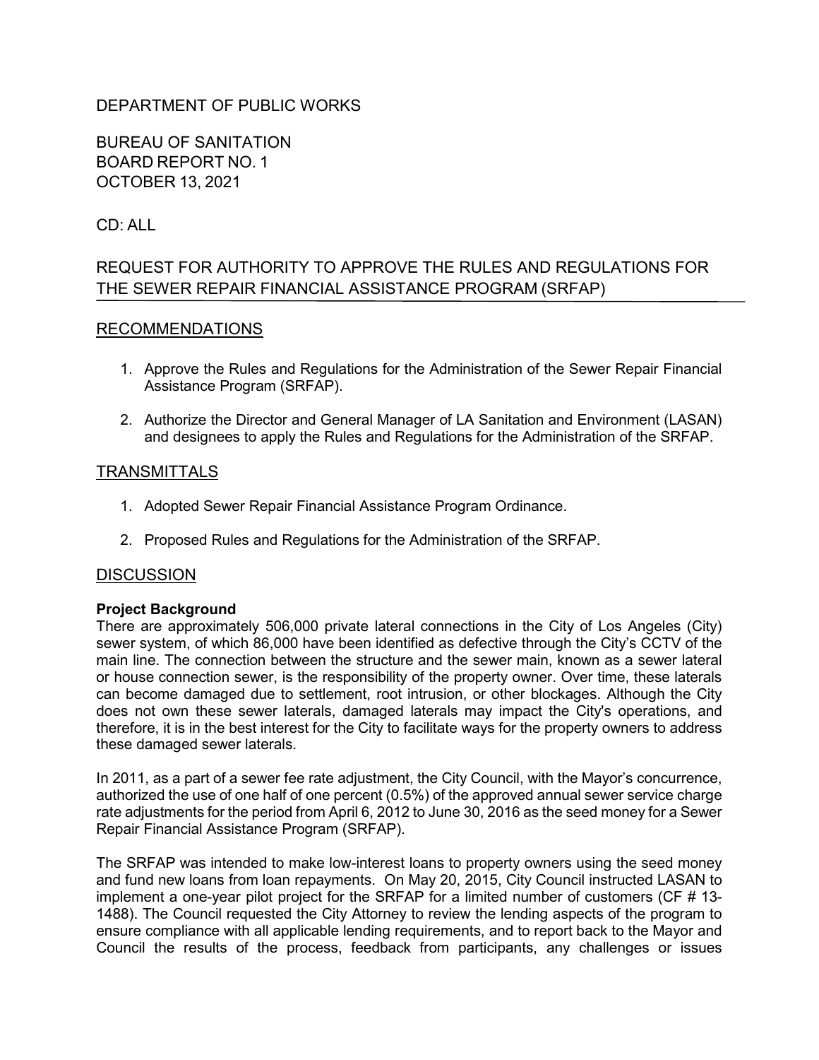DEPARTMENT OF PUBLIC WORKS

BUREAU OF SANITATION
BOARD REPORT NO. 1
OCTOBER 13, 2021

CD: ALL

# REQUEST FOR AUTHORITY TO APPROVE THE RULES AND REGULATIONS FOR THE SEWER REPAIR FINANCIAL ASSISTANCE PROGRAM (SRFAP)

## RECOMMENDATIONS

1. Approve the Rules and Regulations for the Administration of the Sewer Repair Financial Assistance Program (SRFAP).

2. Authorize the Director and General Manager of LA Sanitation and Environment (LASAN) and designees to apply the Rules and Regulations for the Administration of the SRFAP.

## TRANSMITTALS

1. Adopted Sewer Repair Financial Assistance Program Ordinance.

2. Proposed Rules and Regulations for the Administration of the SRFAP.

## DISCUSSION

**Project Background**

There are approximately 506,000 private lateral connections in the City of Los Angeles (City) sewer system, of which 86,000 have been identified as defective through the City's CCTV of the main line. The connection between the structure and the sewer main, known as a sewer lateral or house connection sewer, is the responsibility of the property owner. Over time, these laterals can become damaged due to settlement, root intrusion, or other blockages. Although the City does not own these sewer laterals, damaged laterals may impact the City's operations, and therefore, it is in the best interest for the City to facilitate ways for the property owners to address these damaged sewer laterals.

In 2011, as a part of a sewer fee rate adjustment, the City Council, with the Mayor's concurrence, authorized the use of one half of one percent (0.5%) of the approved annual sewer service charge rate adjustments for the period from April 6, 2012 to June 30, 2016 as the seed money for a Sewer Repair Financial Assistance Program (SRFAP).

The SRFAP was intended to make low-interest loans to property owners using the seed money and fund new loans from loan repayments. On May 20, 2015, City Council instructed LASAN to implement a one-year pilot project for the SRFAP for a limited number of customers (CF # 13-1488). The Council requested the City Attorney to review the lending aspects of the program to ensure compliance with all applicable lending requirements, and to report back to the Mayor and Council the results of the process, feedback from participants, any challenges or issues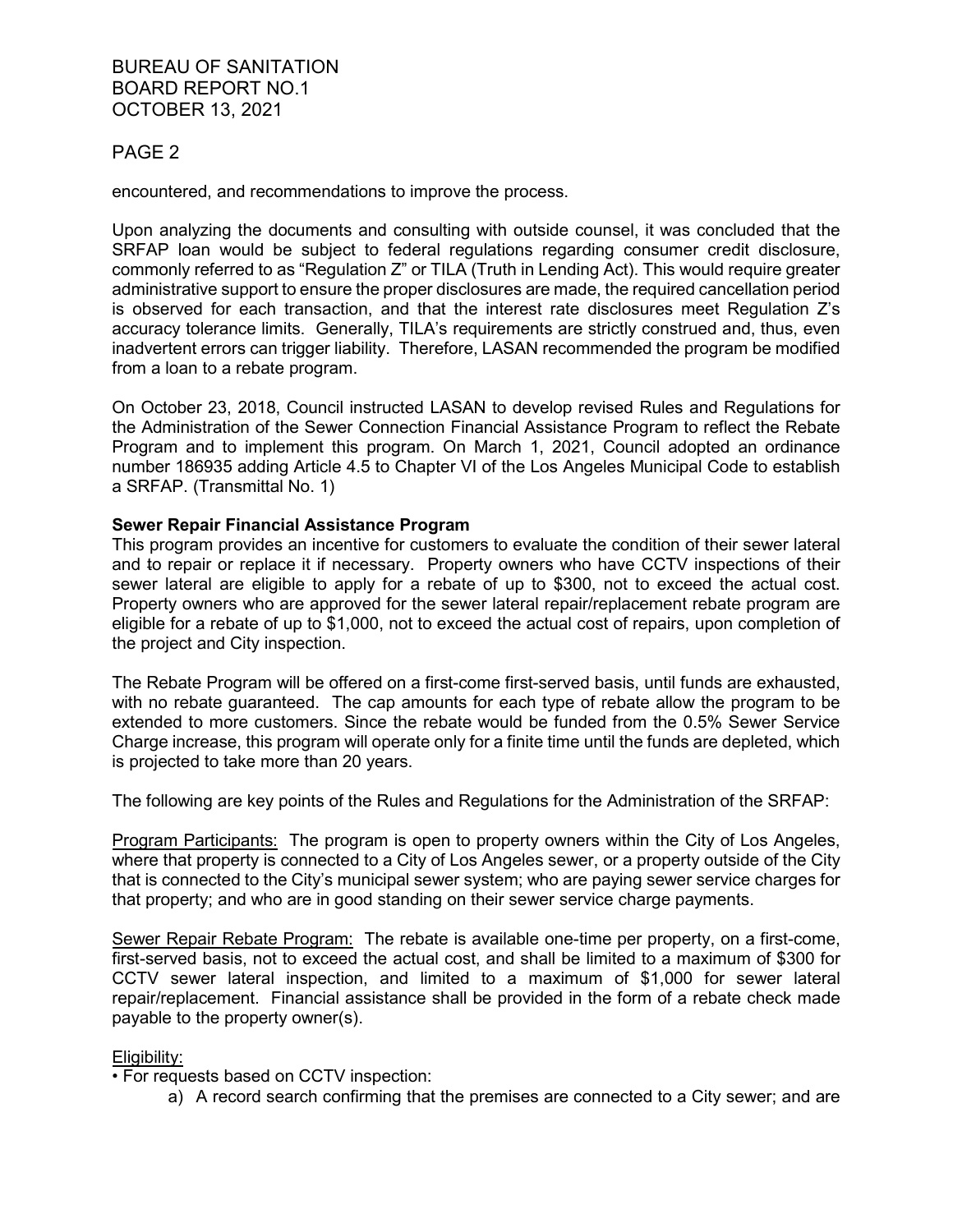encountered, and recommendations to improve the process.

Upon analyzing the documents and consulting with outside counsel, it was concluded that the SRFAP loan would be subject to federal regulations regarding consumer credit disclosure, commonly referred to as "Regulation Z" or TILA (Truth in Lending Act). This would require greater administrative support to ensure the proper disclosures are made, the required cancellation period is observed for each transaction, and that the interest rate disclosures meet Regulation Z's accuracy tolerance limits. Generally, TILA's requirements are strictly construed and, thus, even inadvertent errors can trigger liability. Therefore, LASAN recommended the program be modified from a loan to a rebate program.

On October 23, 2018, Council instructed LASAN to develop revised Rules and Regulations for the Administration of the Sewer Connection Financial Assistance Program to reflect the Rebate Program and to implement this program. On March 1, 2021, Council adopted an ordinance number 186935 adding Article 4.5 to Chapter VI of the Los Angeles Municipal Code to establish a SRFAP. (Transmittal No. 1)

**Sewer Repair Financial Assistance Program**

This program provides an incentive for customers to evaluate the condition of their sewer lateral and to repair or replace it if necessary. Property owners who have CCTV inspections of their sewer lateral are eligible to apply for a rebate of up to $300, not to exceed the actual cost. Property owners who are approved for the sewer lateral repair/replacement rebate program are eligible for a rebate of up to $1,000, not to exceed the actual cost of repairs, upon completion of the project and City inspection.

The Rebate Program will be offered on a first-come first-served basis, until funds are exhausted, with no rebate guaranteed. The cap amounts for each type of rebate allow the program to be extended to more customers. Since the rebate would be funded from the 0.5% Sewer Service Charge increase, this program will operate only for a finite time until the funds are depleted, which is projected to take more than 20 years.

The following are key points of the Rules and Regulations for the Administration of the SRFAP:

Program Participants: The program is open to property owners within the City of Los Angeles, where that property is connected to a City of Los Angeles sewer, or a property outside of the City that is connected to the City's municipal sewer system; who are paying sewer service charges for that property; and who are in good standing on their sewer service charge payments.

Sewer Repair Rebate Program: The rebate is available one-time per property, on a first-come, first-served basis, not to exceed the actual cost, and shall be limited to a maximum of $300 for CCTV sewer lateral inspection, and limited to a maximum of $1,000 for sewer lateral repair/replacement. Financial assistance shall be provided in the form of a rebate check made payable to the property owner(s).

Eligibility:

- For requests based on CCTV inspection:
  - a) A record search confirming that the premises are connected to a City sewer; and are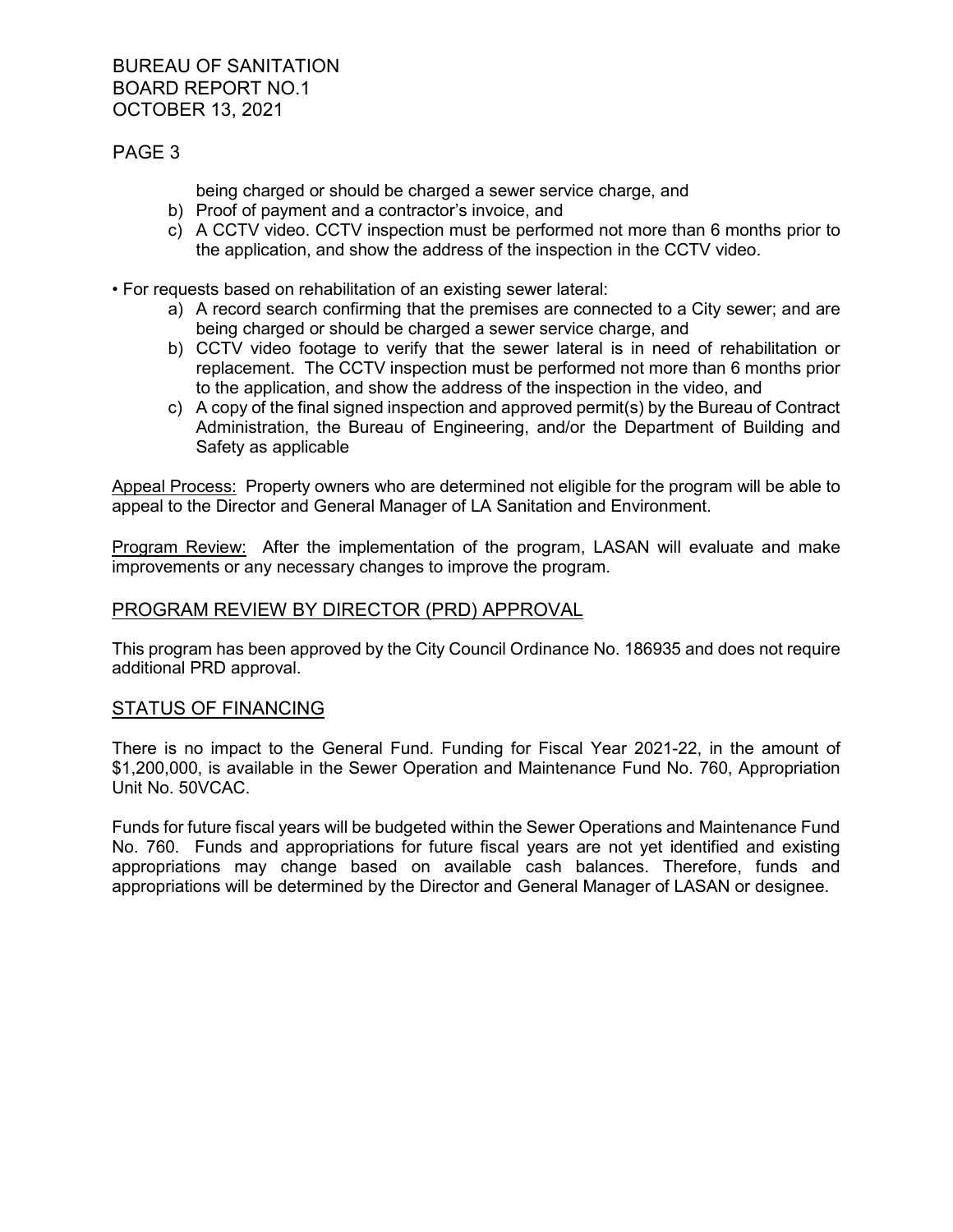being charged or should be charged a sewer service charge, and

b) Proof of payment and a contractor's invoice, and
c) A CCTV video. CCTV inspection must be performed not more than 6 months prior to the application, and show the address of the inspection in the CCTV video.

- For requests based on rehabilitation of an existing sewer lateral:
    a) A record search confirming that the premises are connected to a City sewer; and are being charged or should be charged a sewer service charge, and
    b) CCTV video footage to verify that the sewer lateral is in need of rehabilitation or replacement. The CCTV inspection must be performed not more than 6 months prior to the application, and show the address of the inspection in the video, and
    c) A copy of the final signed inspection and approved permit(s) by the Bureau of Contract Administration, the Bureau of Engineering, and/or the Department of Building and Safety as applicable

Appeal Process: Property owners who are determined not eligible for the program will be able to appeal to the Director and General Manager of LA Sanitation and Environment.

Program Review: After the implementation of the program, LASAN will evaluate and make improvements or any necessary changes to improve the program.

## PROGRAM REVIEW BY DIRECTOR (PRD) APPROVAL

This program has been approved by the City Council Ordinance No. 186935 and does not require additional PRD approval.

## STATUS OF FINANCING

There is no impact to the General Fund. Funding for Fiscal Year 2021-22, in the amount of $1,200,000, is available in the Sewer Operation and Maintenance Fund No. 760, Appropriation Unit No. 50VCAC.

Funds for future fiscal years will be budgeted within the Sewer Operations and Maintenance Fund No. 760. Funds and appropriations for future fiscal years are not yet identified and existing appropriations may change based on available cash balances. Therefore, funds and appropriations will be determined by the Director and General Manager of LASAN or designee.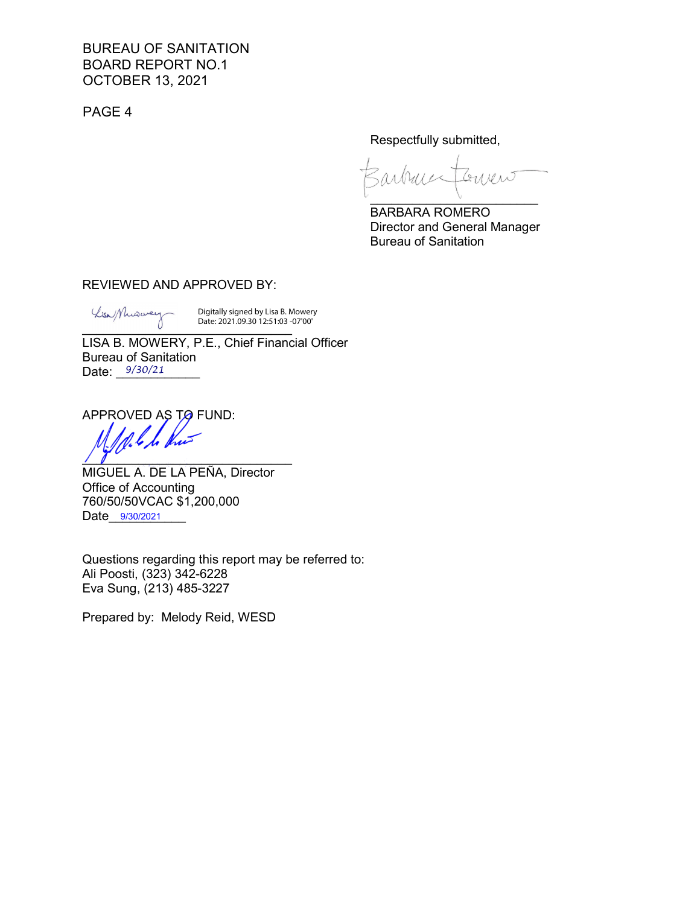Respectfully submitted,

BARBARA ROMERO
Director and General Manager
Bureau of Sanitation

REVIEWED AND APPROVED BY:

Digitally signed by Lisa B. Mowery
Date: 2021.09.30 12:51:03 -07'00'

LISA B. MOWERY, P.E., Chief Financial Officer
Bureau of Sanitation
Date: 9/30/21

APPROVED AS TO FUND:

MIGUEL A. DE LA PEÑA, Director
Office of Accounting
760/50/50VCAC $1,200,000
Date 9/30/2021

Questions regarding this report may be referred to:
Ali Poosti, (323) 342-6228
Eva Sung, (213) 485-3227

Prepared by: Melody Reid, WESD